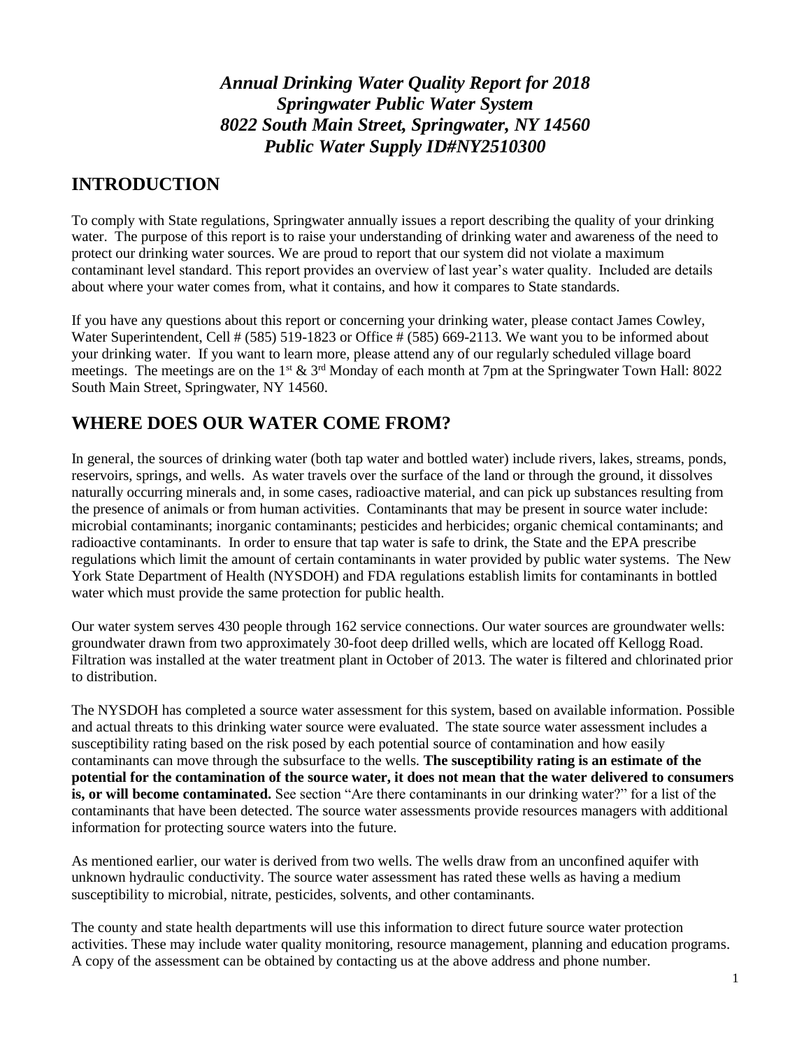***Annual Drinking Water Quality Report for 2018***
***Springwater Public Water System***
***8022 South Main Street, Springwater, NY 14560***
***Public Water Supply ID#NY2510300***

## INTRODUCTION

To comply with State regulations, Springwater annually issues a report describing the quality of your drinking water. The purpose of this report is to raise your understanding of drinking water and awareness of the need to protect our drinking water sources. We are proud to report that our system did not violate a maximum contaminant level standard. This report provides an overview of last year's water quality. Included are details about where your water comes from, what it contains, and how it compares to State standards.

If you have any questions about this report or concerning your drinking water, please contact James Cowley, Water Superintendent, Cell # (585) 519-1823 or Office # (585) 669-2113. We want you to be informed about your drinking water. If you want to learn more, please attend any of our regularly scheduled village board meetings. The meetings are on the 1st & 3rd Monday of each month at 7pm at the Springwater Town Hall: 8022 South Main Street, Springwater, NY 14560.

## WHERE DOES OUR WATER COME FROM?

In general, the sources of drinking water (both tap water and bottled water) include rivers, lakes, streams, ponds, reservoirs, springs, and wells. As water travels over the surface of the land or through the ground, it dissolves naturally occurring minerals and, in some cases, radioactive material, and can pick up substances resulting from the presence of animals or from human activities. Contaminants that may be present in source water include: microbial contaminants; inorganic contaminants; pesticides and herbicides; organic chemical contaminants; and radioactive contaminants. In order to ensure that tap water is safe to drink, the State and the EPA prescribe regulations which limit the amount of certain contaminants in water provided by public water systems. The New York State Department of Health (NYSDOH) and FDA regulations establish limits for contaminants in bottled water which must provide the same protection for public health.

Our water system serves 430 people through 162 service connections. Our water sources are groundwater wells: groundwater drawn from two approximately 30-foot deep drilled wells, which are located off Kellogg Road. Filtration was installed at the water treatment plant in October of 2013. The water is filtered and chlorinated prior to distribution.

The NYSDOH has completed a source water assessment for this system, based on available information. Possible and actual threats to this drinking water source were evaluated. The state source water assessment includes a susceptibility rating based on the risk posed by each potential source of contamination and how easily contaminants can move through the subsurface to the wells. **The susceptibility rating is an estimate of the potential for the contamination of the source water, it does not mean that the water delivered to consumers is, or will become contaminated.** See section "Are there contaminants in our drinking water?" for a list of the contaminants that have been detected. The source water assessments provide resources managers with additional information for protecting source waters into the future.

As mentioned earlier, our water is derived from two wells. The wells draw from an unconfined aquifer with unknown hydraulic conductivity. The source water assessment has rated these wells as having a medium susceptibility to microbial, nitrate, pesticides, solvents, and other contaminants.

The county and state health departments will use this information to direct future source water protection activities. These may include water quality monitoring, resource management, planning and education programs. A copy of the assessment can be obtained by contacting us at the above address and phone number.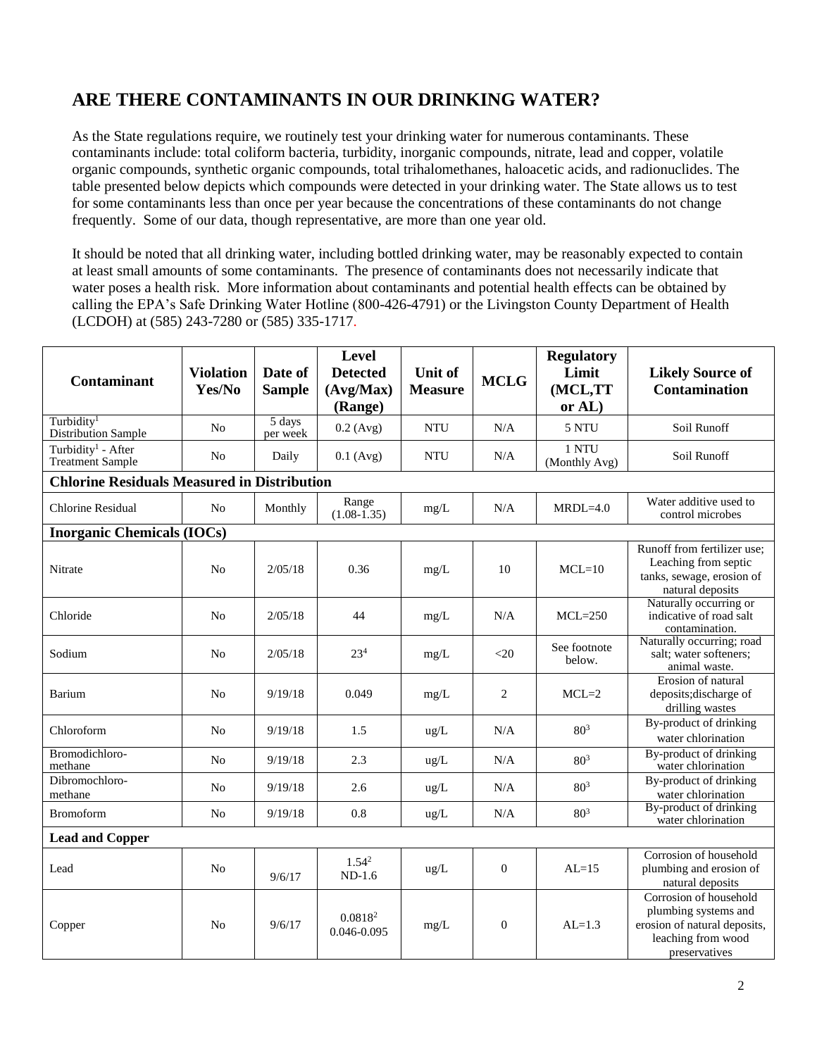## ARE THERE CONTAMINANTS IN OUR DRINKING WATER?

As the State regulations require, we routinely test your drinking water for numerous contaminants. These contaminants include: total coliform bacteria, turbidity, inorganic compounds, nitrate, lead and copper, volatile organic compounds, synthetic organic compounds, total trihalomethanes, haloacetic acids, and radionuclides. The table presented below depicts which compounds were detected in your drinking water. The State allows us to test for some contaminants less than once per year because the concentrations of these contaminants do not change frequently. Some of our data, though representative, are more than one year old.

It should be noted that all drinking water, including bottled drinking water, may be reasonably expected to contain at least small amounts of some contaminants. The presence of contaminants does not necessarily indicate that water poses a health risk. More information about contaminants and potential health effects can be obtained by calling the EPA's Safe Drinking Water Hotline (800-426-4791) or the Livingston County Department of Health (LCDOH) at (585) 243-7280 or (585) 335-1717.

| Contaminant | Violation Yes/No | Date of Sample | Level Detected (Avg/Max) (Range) | Unit of Measure | MCLG | Regulatory Limit (MCL,TT or AL) | Likely Source of Contamination |
|---|---|---|---|---|---|---|---|
| Turbidity[1] Distribution Sample | No | 5 days per week | 0.2 (Avg) | NTU | N/A | 5 NTU | Soil Runoff |
| Turbidity[1] - After Treatment Sample | No | Daily | 0.1 (Avg) | NTU | N/A | 1 NTU (Monthly Avg) | Soil Runoff |
| **Chlorine Residuals Measured in Distribution** | | | | | | | |
| Chlorine Residual | No | Monthly | Range (1.08-1.35) | mg/L | N/A | MRDL=4.0 | Water additive used to control microbes |
| **Inorganic Chemicals (IOCs)** | | | | | | | |
| Nitrate | No | 2/05/18 | 0.36 | mg/L | 10 | MCL=10 | Runoff from fertilizer use; Leaching from septic tanks, sewage, erosion of natural deposits |
| Chloride | No | 2/05/18 | 44 | mg/L | N/A | MCL=250 | Naturally occurring or indicative of road salt contamination. |
| Sodium | No | 2/05/18 | 23[4] | mg/L | <20 | See footnote below. | Naturally occurring; road salt; water softeners; animal waste. |
| Barium | No | 9/19/18 | 0.049 | mg/L | 2 | MCL=2 | Erosion of natural deposits;discharge of drilling wastes |
| Chloroform | No | 9/19/18 | 1.5 | ug/L | N/A | 80[3] | By-product of drinking water chlorination |
| Bromodichloro-methane | No | 9/19/18 | 2.3 | ug/L | N/A | 80[3] | By-product of drinking water chlorination |
| Dibromochloro-methane | No | 9/19/18 | 2.6 | ug/L | N/A | 80[3] | By-product of drinking water chlorination |
| Bromoform | No | 9/19/18 | 0.8 | ug/L | N/A | 80[3] | By-product of drinking water chlorination |
| **Lead and Copper** | | | | | | | |
| Lead | No | 9/6/17 | 1.54[2] ND-1.6 | ug/L | 0 | AL=15 | Corrosion of household plumbing and erosion of natural deposits |
| Copper | No | 9/6/17 | 0.0818[2] 0.046-0.095 | mg/L | 0 | AL=1.3 | Corrosion of household plumbing systems and erosion of natural deposits, leaching from wood preservatives |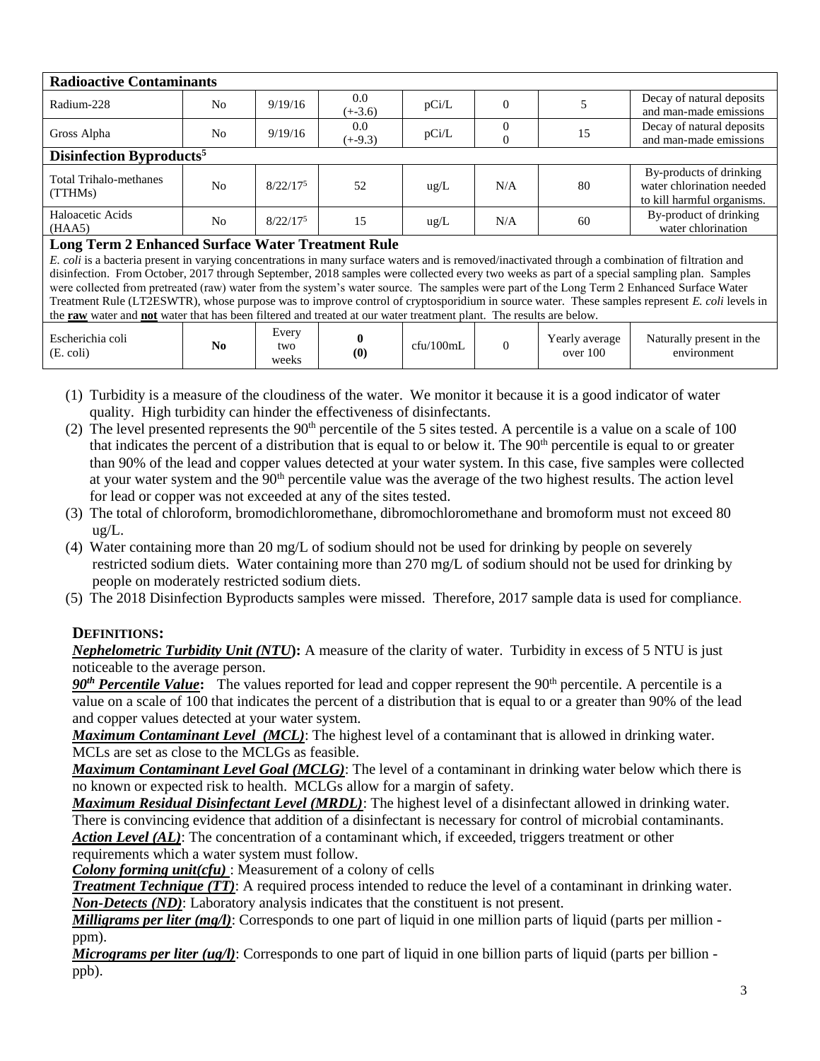| Radioactive Contaminants | | | | | | | |
|---|---|---|---|---|---|---|---|
| Radium-228 | No | 9/19/16 | 0.0 (+-3.6) | pCi/L | 0 | 5 | Decay of natural deposits and man-made emissions |
| Gross Alpha | No | 9/19/16 | 0.0 (+-9.3) | pCi/L | 0 0 | 15 | Decay of natural deposits and man-made emissions |
| **Disinfection Byproducts[5]** | | | | | | | |
| Total Trihalo-methanes (TTHMs) | No | 8/22/17[5] | 52 | ug/L | N/A | 80 | By-products of drinking water chlorination needed to kill harmful organisms. |
| Haloacetic Acids (HAA5) | No | 8/22/17[5] | 15 | ug/L | N/A | 60 | By-product of drinking water chlorination |
| **Long Term 2 Enhanced Surface Water Treatment Rule** | | | | | | | |
| Escherichia coli (E. coli) | **No** | Every two weeks | **0 (0)** | cfu/100mL | 0 | Yearly average over 100 | Naturally present in the environment |

*E. coli* is a bacteria present in varying concentrations in many surface waters and is removed/inactivated through a combination of filtration and disinfection. From October, 2017 through September, 2018 samples were collected every two weeks as part of a special sampling plan. Samples were collected from pretreated (raw) water from the system's water source. The samples were part of the Long Term 2 Enhanced Surface Water Treatment Rule (LT2ESWTR), whose purpose was to improve control of cryptosporidium in source water. These samples represent *E. coli* levels in the **raw** water and **not** water that has been filtered and treated at our water treatment plant. The results are below.

(1) Turbidity is a measure of the cloudiness of the water. We monitor it because it is a good indicator of water quality. High turbidity can hinder the effectiveness of disinfectants.

(2) The level presented represents the 90th percentile of the 5 sites tested. A percentile is a value on a scale of 100 that indicates the percent of a distribution that is equal to or below it. The 90th percentile is equal to or greater than 90% of the lead and copper values detected at your water system. In this case, five samples were collected at your water system and the 90th percentile value was the average of the two highest results. The action level for lead or copper was not exceeded at any of the sites tested.

(3) The total of chloroform, bromodichloromethane, dibromochloromethane and bromoform must not exceed 80 ug/L.

(4) Water containing more than 20 mg/L of sodium should not be used for drinking by people on severely restricted sodium diets. Water containing more than 270 mg/L of sodium should not be used for drinking by people on moderately restricted sodium diets.

(5) The 2018 Disinfection Byproducts samples were missed. Therefore, 2017 sample data is used for compliance.

## DEFINITIONS:

***Nephelometric Turbidity Unit (NTU)*****:** A measure of the clarity of water. Turbidity in excess of 5 NTU is just noticeable to the average person.

***90th Percentile Value*****:** The values reported for lead and copper represent the 90th percentile. A percentile is a value on a scale of 100 that indicates the percent of a distribution that is equal to or a greater than 90% of the lead and copper values detected at your water system.

***Maximum Contaminant Level (MCL)***: The highest level of a contaminant that is allowed in drinking water. MCLs are set as close to the MCLGs as feasible.

***Maximum Contaminant Level Goal (MCLG)***: The level of a contaminant in drinking water below which there is no known or expected risk to health. MCLGs allow for a margin of safety.

***Maximum Residual Disinfectant Level (MRDL)***: The highest level of a disinfectant allowed in drinking water. There is convincing evidence that addition of a disinfectant is necessary for control of microbial contaminants.

***Action Level (AL)***: The concentration of a contaminant which, if exceeded, triggers treatment or other requirements which a water system must follow.

***Colony forming unit(cfu)*** : Measurement of a colony of cells

***Treatment Technique (TT)***: A required process intended to reduce the level of a contaminant in drinking water.

***Non-Detects (ND)***: Laboratory analysis indicates that the constituent is not present.

***Milligrams per liter (mg/l)***: Corresponds to one part of liquid in one million parts of liquid (parts per million - ppm).

***Micrograms per liter (ug/l)***: Corresponds to one part of liquid in one billion parts of liquid (parts per billion - ppb).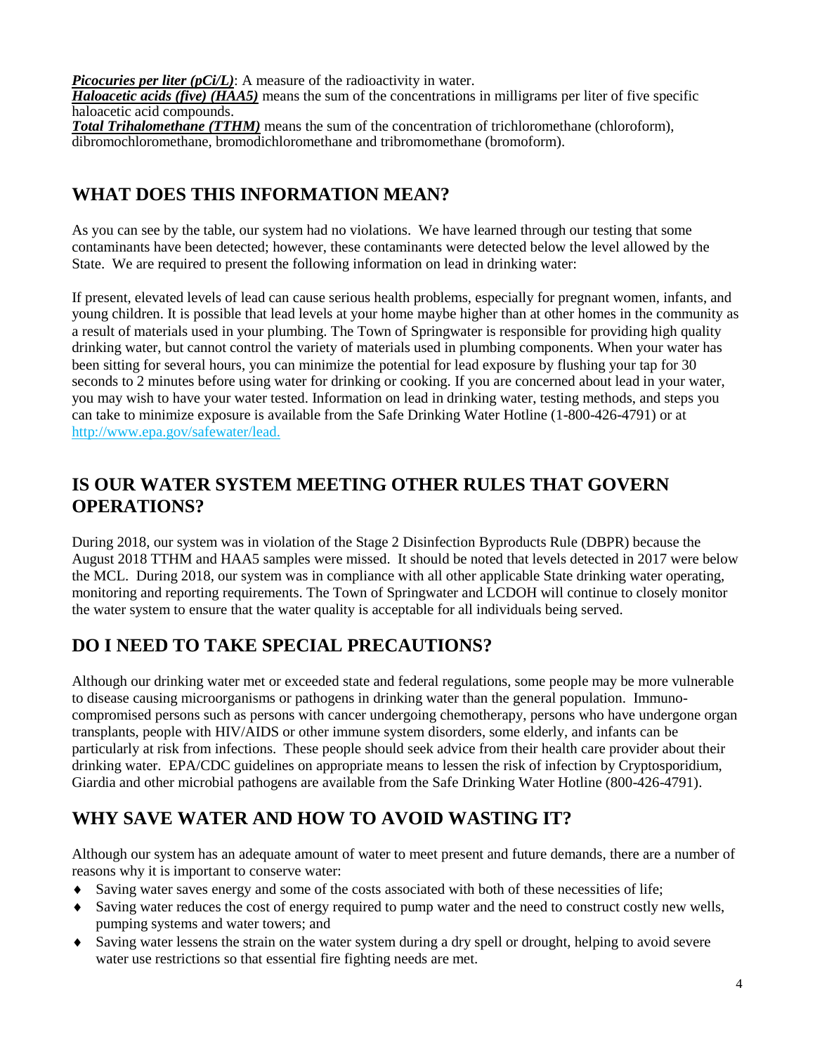***Picocuries per liter (pCi/L)***: A measure of the radioactivity in water.
***Haloacetic acids (five) (HAA5)*** means the sum of the concentrations in milligrams per liter of five specific haloacetic acid compounds.
***Total Trihalomethane (TTHM)*** means the sum of the concentration of trichloromethane (chloroform), dibromochloromethane, bromodichloromethane and tribromomethane (bromoform).

## WHAT DOES THIS INFORMATION MEAN?

As you can see by the table, our system had no violations. We have learned through our testing that some contaminants have been detected; however, these contaminants were detected below the level allowed by the State. We are required to present the following information on lead in drinking water:

If present, elevated levels of lead can cause serious health problems, especially for pregnant women, infants, and young children. It is possible that lead levels at your home maybe higher than at other homes in the community as a result of materials used in your plumbing. The Town of Springwater is responsible for providing high quality drinking water, but cannot control the variety of materials used in plumbing components. When your water has been sitting for several hours, you can minimize the potential for lead exposure by flushing your tap for 30 seconds to 2 minutes before using water for drinking or cooking. If you are concerned about lead in your water, you may wish to have your water tested. Information on lead in drinking water, testing methods, and steps you can take to minimize exposure is available from the Safe Drinking Water Hotline (1-800-426-4791) or at http://www.epa.gov/safewater/lead.

## IS OUR WATER SYSTEM MEETING OTHER RULES THAT GOVERN OPERATIONS?

During 2018, our system was in violation of the Stage 2 Disinfection Byproducts Rule (DBPR) because the August 2018 TTHM and HAA5 samples were missed. It should be noted that levels detected in 2017 were below the MCL. During 2018, our system was in compliance with all other applicable State drinking water operating, monitoring and reporting requirements. The Town of Springwater and LCDOH will continue to closely monitor the water system to ensure that the water quality is acceptable for all individuals being served.

## DO I NEED TO TAKE SPECIAL PRECAUTIONS?

Although our drinking water met or exceeded state and federal regulations, some people may be more vulnerable to disease causing microorganisms or pathogens in drinking water than the general population. Immuno-compromised persons such as persons with cancer undergoing chemotherapy, persons who have undergone organ transplants, people with HIV/AIDS or other immune system disorders, some elderly, and infants can be particularly at risk from infections. These people should seek advice from their health care provider about their drinking water. EPA/CDC guidelines on appropriate means to lessen the risk of infection by Cryptosporidium, Giardia and other microbial pathogens are available from the Safe Drinking Water Hotline (800-426-4791).

## WHY SAVE WATER AND HOW TO AVOID WASTING IT?

Although our system has an adequate amount of water to meet present and future demands, there are a number of reasons why it is important to conserve water:

- Saving water saves energy and some of the costs associated with both of these necessities of life;
- Saving water reduces the cost of energy required to pump water and the need to construct costly new wells, pumping systems and water towers; and
- Saving water lessens the strain on the water system during a dry spell or drought, helping to avoid severe water use restrictions so that essential fire fighting needs are met.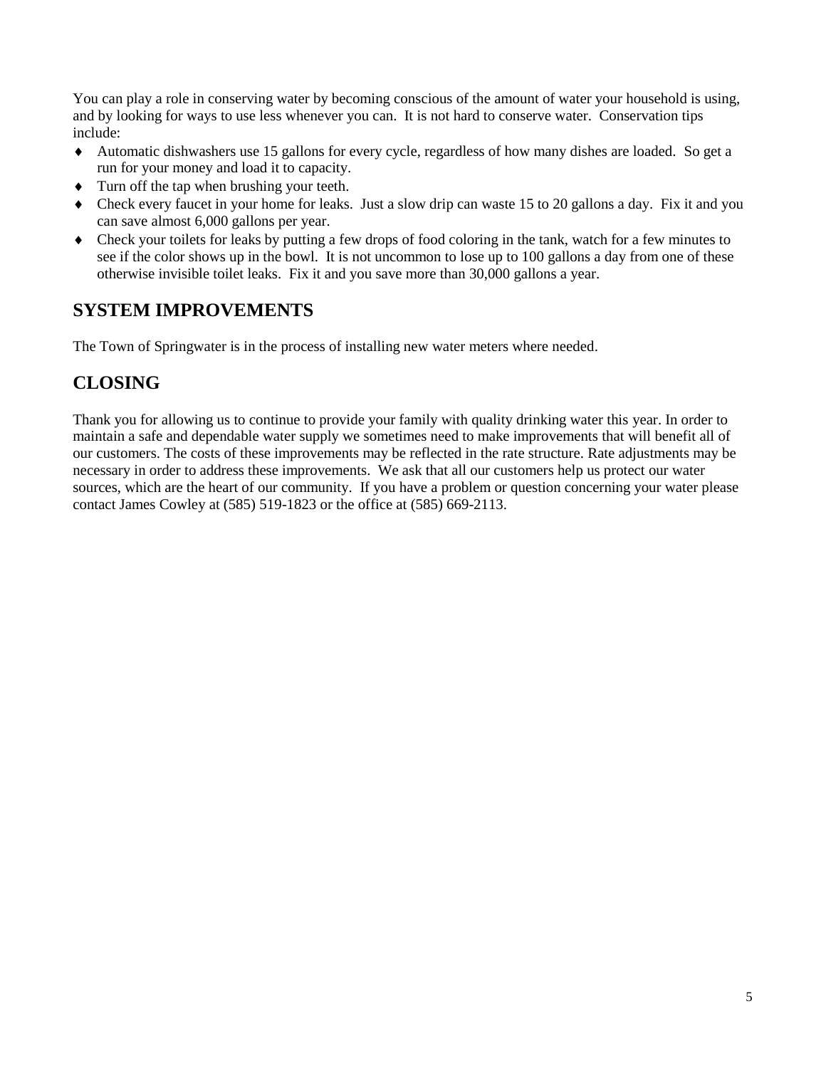You can play a role in conserving water by becoming conscious of the amount of water your household is using, and by looking for ways to use less whenever you can. It is not hard to conserve water. Conservation tips include:

- Automatic dishwashers use 15 gallons for every cycle, regardless of how many dishes are loaded. So get a run for your money and load it to capacity.
- Turn off the tap when brushing your teeth.
- Check every faucet in your home for leaks. Just a slow drip can waste 15 to 20 gallons a day. Fix it and you can save almost 6,000 gallons per year.
- Check your toilets for leaks by putting a few drops of food coloring in the tank, watch for a few minutes to see if the color shows up in the bowl. It is not uncommon to lose up to 100 gallons a day from one of these otherwise invisible toilet leaks. Fix it and you save more than 30,000 gallons a year.

## SYSTEM IMPROVEMENTS

The Town of Springwater is in the process of installing new water meters where needed.

## CLOSING

Thank you for allowing us to continue to provide your family with quality drinking water this year. In order to maintain a safe and dependable water supply we sometimes need to make improvements that will benefit all of our customers. The costs of these improvements may be reflected in the rate structure. Rate adjustments may be necessary in order to address these improvements. We ask that all our customers help us protect our water sources, which are the heart of our community. If you have a problem or question concerning your water please contact James Cowley at (585) 519-1823 or the office at (585) 669-2113.